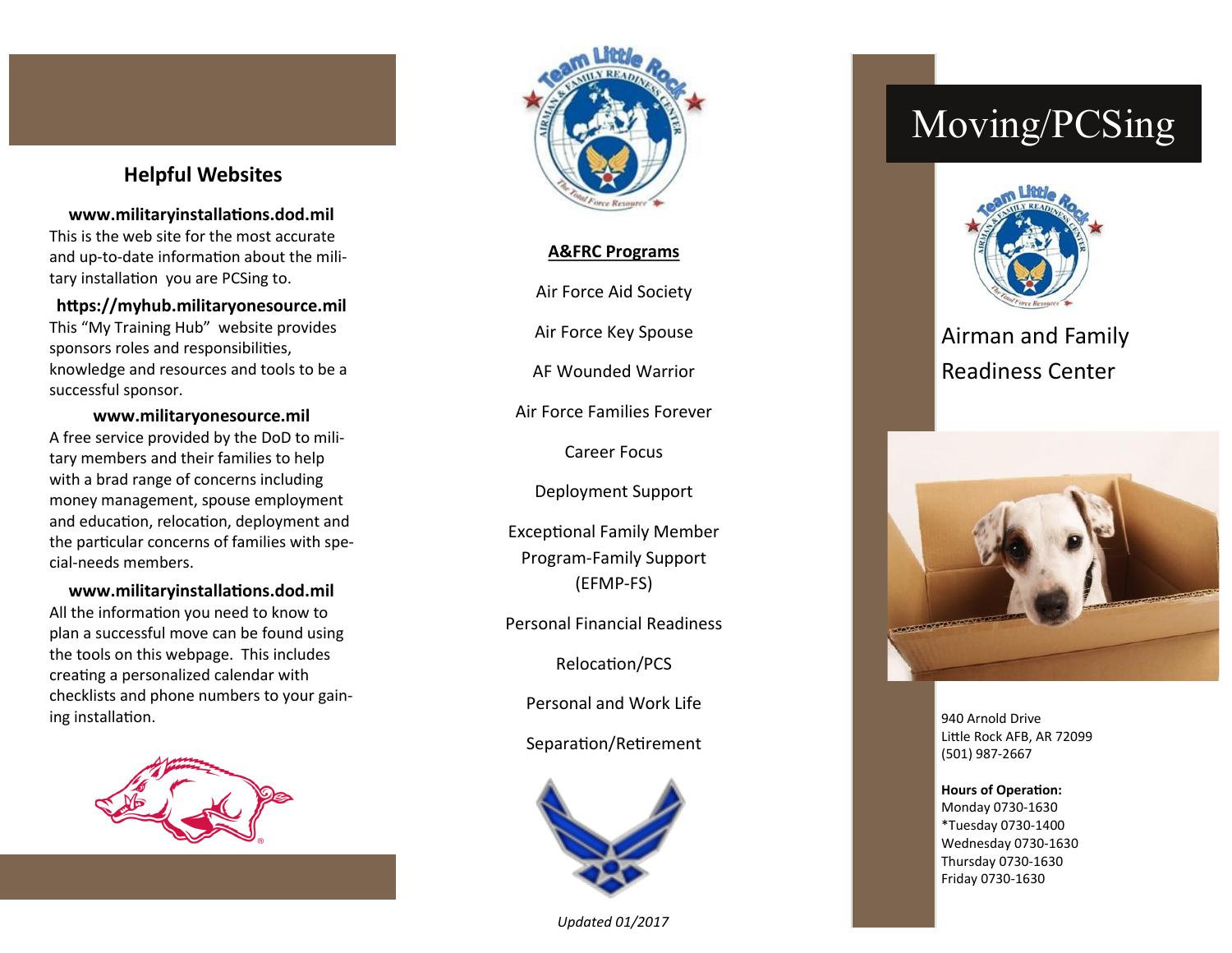## Helpful Websites

**www.militaryinstallations.dod.mil**
This is the web site for the most accurate and up-to-date information about the military installation you are PCSing to.

**https://myhub.militaryonesource.mil**
This "My Training Hub" website provides sponsors roles and responsibilities, knowledge and resources and tools to be a successful sponsor.

**www.militaryonesource.mil**
A free service provided by the DoD to military members and their families to help with a brad range of concerns including money management, spouse employment and education, relocation, deployment and the particular concerns of families with special-needs members.

**www.militaryinstallations.dod.mil**
All the information you need to know to plan a successful move can be found using the tools on this webpage. This includes creating a personalized calendar with checklists and phone numbers to your gaining installation.

**A&FRC Programs**

Air Force Aid Society

Air Force Key Spouse

AF Wounded Warrior

Air Force Families Forever

Career Focus

Deployment Support

Exceptional Family Member Program-Family Support (EFMP-FS)

Personal Financial Readiness

Relocation/PCS

Personal and Work Life

Separation/Retirement

*Updated 01/2017*

# Moving/PCSing

Airman and Family Readiness Center

940 Arnold Drive
Little Rock AFB, AR 72099
(501) 987-2667

**Hours of Operation:**
Monday 0730-1630
*Tuesday 0730-1400
Wednesday 0730-1630
Thursday 0730-1630
Friday 0730-1630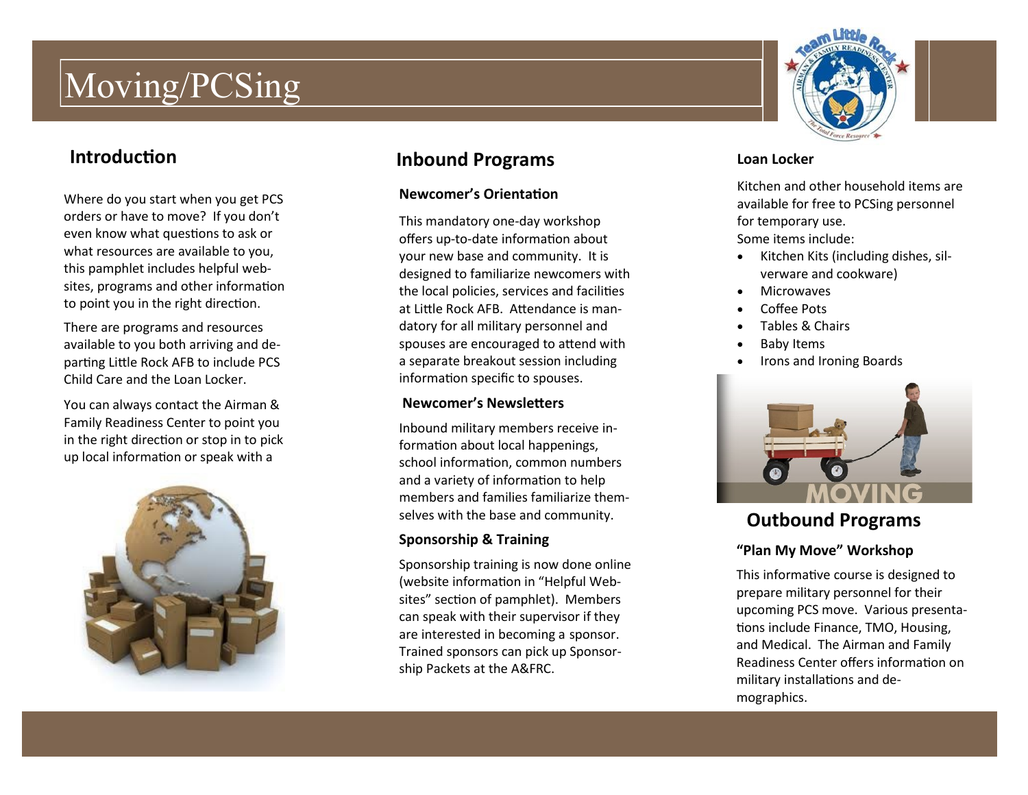# Moving/PCSing

## Introduction

Where do you start when you get PCS orders or have to move? If you don't even know what questions to ask or what resources are available to you, this pamphlet includes helpful websites, programs and other information to point you in the right direction.

There are programs and resources available to you both arriving and departing Little Rock AFB to include PCS Child Care and the Loan Locker.

You can always contact the Airman & Family Readiness Center to point you in the right direction or stop in to pick up local information or speak with a

## Inbound Programs

### Newcomer's Orientation

This mandatory one-day workshop offers up-to-date information about your new base and community. It is designed to familiarize newcomers with the local policies, services and facilities at Little Rock AFB. Attendance is mandatory for all military personnel and spouses are encouraged to attend with a separate breakout session including information specific to spouses.

### Newcomer's Newsletters

Inbound military members receive information about local happenings, school information, common numbers and a variety of information to help members and families familiarize themselves with the base and community.

### Sponsorship & Training

Sponsorship training is now done online (website information in "Helpful Websites" section of pamphlet). Members can speak with their supervisor if they are interested in becoming a sponsor. Trained sponsors can pick up Sponsorship Packets at the A&FRC.

### Loan Locker

Kitchen and other household items are available for free to PCSing personnel for temporary use.
Some items include:

- Kitchen Kits (including dishes, silverware and cookware)
- Microwaves
- Coffee Pots
- Tables & Chairs
- Baby Items
- Irons and Ironing Boards

## Outbound Programs

### "Plan My Move" Workshop

This informative course is designed to prepare military personnel for their upcoming PCS move. Various presentations include Finance, TMO, Housing, and Medical. The Airman and Family Readiness Center offers information on military installations and demographics.